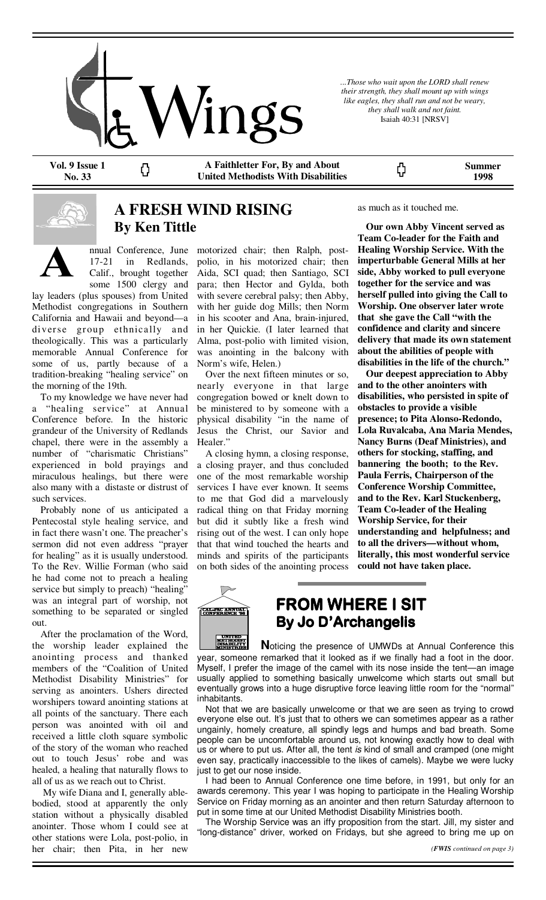# Wings

*...Those who wait upon the LORD shall renew their strength, they shall mount up with wings like eagles, they shall run and not be weary, they shall walk and not faint.*
Isaiah 40:31 [NRSV]

**Vol. 9 Issue 1 No. 33** | **A Faithletter For, By and About United Methodists With Disabilities** | **Summer 1998**

## A FRESH WIND RISING
### By Ken Tittle

Annual Conference, June 17-21 in Redlands, Calif., brought together some 1500 clergy and lay leaders (plus spouses) from United Methodist congregations in Southern California and Hawaii and beyond—a diverse group ethnically and theologically. This was a particularly memorable Annual Conference for some of us, partly because of a tradition-breaking "healing service" on the morning of the 19th.

To my knowledge we have never had a "healing service" at Annual Conference before. In the historic grandeur of the University of Redlands chapel, there were in the assembly a number of "charismatic Christians" experienced in bold prayings and miraculous healings, but there were also many with a distaste or distrust of such services.

Probably none of us anticipated a Pentecostal style healing service, and in fact there wasn't one. The preacher's sermon did not even address "prayer for healing" as it is usually understood. To the Rev. Willie Forman (who said he had come not to preach a healing service but simply to preach) "healing" was an integral part of worship, not something to be separated or singled out.

After the proclamation of the Word, the worship leader explained the anointing process and thanked members of the "Coalition of United Methodist Disability Ministries" for serving as anointers. Ushers directed worshipers toward anointing stations at all points of the sanctuary. There each person was anointed with oil and received a little cloth square symbolic of the story of the woman who reached out to touch Jesus' robe and was healed, a healing that naturally flows to all of us as we reach out to Christ.

My wife Diana and I, generally able-bodied, stood at apparently the only station without a physically disabled anointer. Those whom I could see at other stations were Lola, post-polio, in her chair; then Pita, in her new motorized chair; then Ralph, post-polio, in his motorized chair; then Aida, SCI quad; then Santiago, SCI para; then Hector and Gylda, both with severe cerebral palsy; then Abby, with her guide dog Mills; then Norm in his scooter and Ana, brain-injured, in her Quickie. (I later learned that Alma, post-polio with limited vision, was anointing in the balcony with Norm's wife, Helen.)

Over the next fifteen minutes or so, nearly everyone in that large congregation bowed or knelt down to be ministered to by someone with a physical disability "in the name of Jesus the Christ, our Savior and Healer."

A closing hymn, a closing response, a closing prayer, and thus concluded one of the most remarkable worship services I have ever known. It seems to me that God did a marvelously radical thing on that Friday morning but did it subtly like a fresh wind rising out of the west. I can only hope that that wind touched the hearts and minds and spirits of the participants on both sides of the anointing process as much as it touched me.

**Our own Abby Vincent served as Team Co-leader for the Faith and Healing Worship Service. With the imperturbable General Mills at her side, Abby worked to pull everyone together for the service and was herself pulled into giving the Call to Worship. One observer later wrote that she gave the Call "with the confidence and clarity and sincere delivery that made its own statement about the abilities of people with disabilities in the life of the church."**

**Our deepest appreciation to Abby and to the other anointers with disabilities, who persisted in spite of obstacles to provide a visible presence; to Pita Alonso-Redondo, Lola Ruvalcaba, Ana Maria Mendes, Nancy Burns (Deaf Ministries), and others for stocking, staffing, and bannering the booth; to the Rev. Paula Ferris, Chairperson of the Conference Worship Committee, and to the Rev. Karl Stuckenberg, Team Co-leader of the Healing Worship Service, for their understanding and helpfulness; and to all the drivers—without whom, literally, this most wonderful service could not have taken place.**

## FROM WHERE I SIT
### By Jo D'Archangelis

CAL-PAC ANNUAL CONFERENCE '98 — UNITED METHODIST DISABILITY MINISTRIES

**N**oticing the presence of UMWDs at Annual Conference this year, someone remarked that it looked as if we finally had a foot in the door. Myself, I prefer the image of the camel with its nose inside the tent—an image usually applied to something basically unwelcome which starts out small but eventually grows into a huge disruptive force leaving little room for the "normal" inhabitants.

Not that we are basically unwelcome or that we are seen as trying to crowd everyone else out. It's just that to others we can sometimes appear as a rather ungainly, homely creature, all spindly legs and humps and bad breath. Some people can be uncomfortable around us, not knowing exactly how to deal with us or where to put us. After all, the tent *is* kind of small and cramped (one might even say, practically inaccessible to the likes of camels). Maybe we were lucky just to get our nose inside.

I had been to Annual Conference one time before, in 1991, but only for an awards ceremony. This year I was hoping to participate in the Healing Worship Service on Friday morning as an anointer and then return Saturday afternoon to put in some time at our United Methodist Disability Ministries booth.

The Worship Service was an iffy proposition from the start. Jill, my sister and "long-distance" driver, worked on Fridays, but she agreed to bring me up on

*(FWIS continued on page 3)*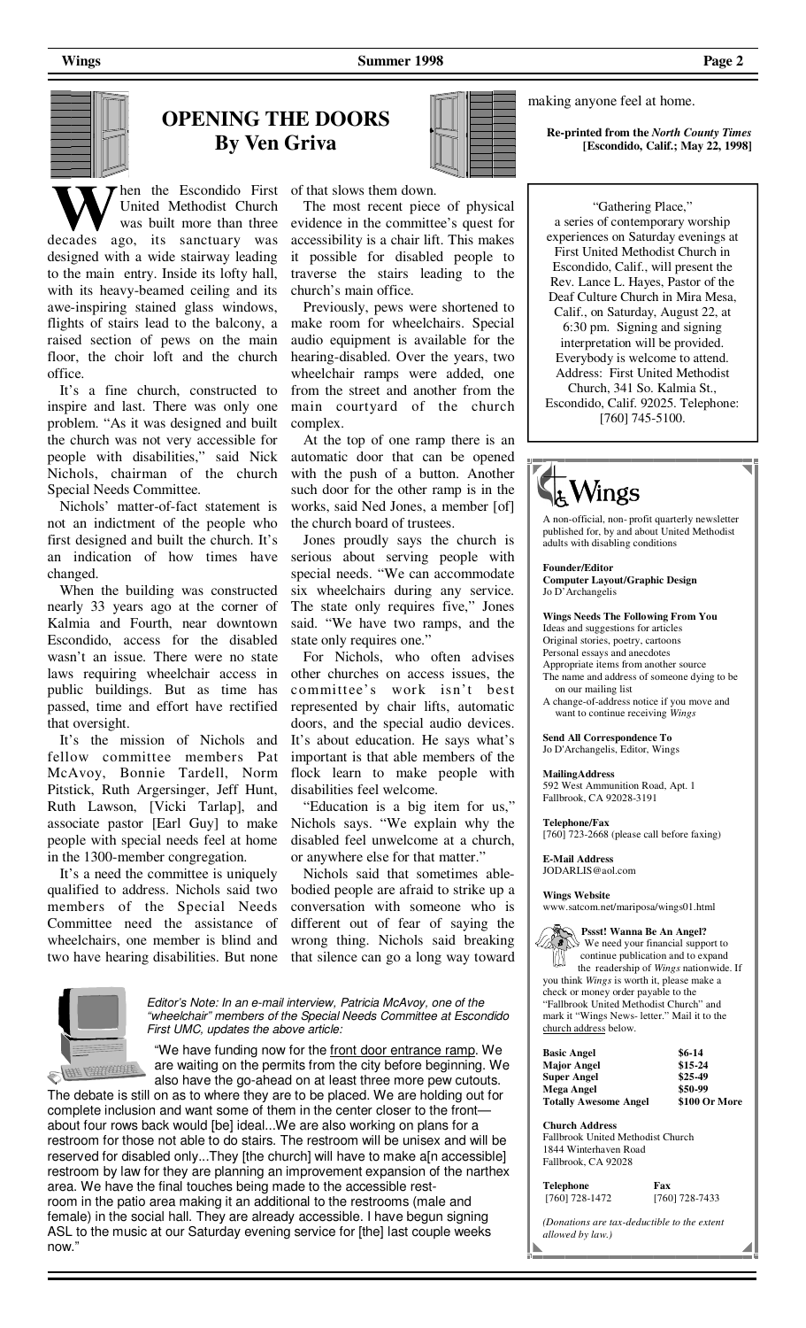# OPENING THE DOORS
## By Ven Griva

When the Escondido First United Methodist Church was built more than three decades ago, its sanctuary was designed with a wide stairway leading to the main entry. Inside its lofty hall, with its heavy-beamed ceiling and its awe-inspiring stained glass windows, flights of stairs lead to the balcony, a raised section of pews on the main floor, the choir loft and the church office.

It's a fine church, constructed to inspire and last. There was only one problem. "As it was designed and built the church was not very accessible for people with disabilities," said Nick Nichols, chairman of the church Special Needs Committee.

Nichols' matter-of-fact statement is not an indictment of the people who first designed and built the church. It's an indication of how times have changed.

When the building was constructed nearly 33 years ago at the corner of Kalmia and Fourth, near downtown Escondido, access for the disabled wasn't an issue. There were no state laws requiring wheelchair access in public buildings. But as time has passed, time and effort have rectified that oversight.

It's the mission of Nichols and fellow committee members Pat McAvoy, Bonnie Tardell, Norm Pitstick, Ruth Argersinger, Jeff Hunt, Ruth Lawson, [Vicki Tarlap], and associate pastor [Earl Guy] to make people with special needs feel at home in the 1300-member congregation.

It's a need the committee is uniquely qualified to address. Nichols said two members of the Special Needs Committee need the assistance of wheelchairs, one member is blind and two have hearing disabilities. But none of that slows them down.

The most recent piece of physical evidence in the committee's quest for accessibility is a chair lift. This makes it possible for disabled people to traverse the stairs leading to the church's main office.

Previously, pews were shortened to make room for wheelchairs. Special audio equipment is available for the hearing-disabled. Over the years, two wheelchair ramps were added, one from the street and another from the main courtyard of the church complex.

At the top of one ramp there is an automatic door that can be opened with the push of a button. Another such door for the other ramp is in the works, said Ned Jones, a member [of] the church board of trustees.

Jones proudly says the church is serious about serving people with special needs. "We can accommodate six wheelchairs during any service. The state only requires five," Jones said. "We have two ramps, and the state only requires one."

For Nichols, who often advises other churches on access issues, the committee's work isn't best represented by chair lifts, automatic doors, and the special audio devices. It's about education. He says what's important is that able members of the flock learn to make people with disabilities feel welcome.

"Education is a big item for us," Nichols says. "We explain why the disabled feel unwelcome at a church, or anywhere else for that matter."

Nichols said that sometimes able-bodied people are afraid to strike up a conversation with someone who is different out of fear of saying the wrong thing. Nichols said breaking that silence can go a long way toward making anyone feel at home.

**Re-printed from the *North County Times* [Escondido, Calif.; May 22, 1998]**

*Editor's Note: In an e-mail interview, Patricia McAvoy, one of the "wheelchair" members of the Special Needs Committee at Escondido First UMC, updates the above article:*

"We have funding now for the front door entrance ramp. We are waiting on the permits from the city before beginning. We also have the go-ahead on at least three more pew cutouts. The debate is still on as to where they are to be placed. We are holding out for complete inclusion and want some of them in the center closer to the front—about four rows back would [be] ideal...We are also working on plans for a restroom for those not able to do stairs. The restroom will be unisex and will be reserved for disabled only...They [the church] will have to make a[n accessible] restroom by law for they are planning an improvement expansion of the narthex area. We have the final touches being made to the accessible restroom in the patio area making it an additional to the restrooms (male and female) in the social hall. They are already accessible. I have begun signing ASL to the music at our Saturday evening service for [the] last couple weeks now."

---

"Gathering Place," a series of contemporary worship experiences on Saturday evenings at First United Methodist Church in Escondido, Calif., will present the Rev. Lance L. Hayes, Pastor of the Deaf Culture Church in Mira Mesa, Calif., on Saturday, August 22, at 6:30 pm. Signing and signing interpretation will be provided. Everybody is welcome to attend. Address: First United Methodist Church, 341 So. Kalmia St., Escondido, Calif. 92025. Telephone: [760] 745-5100.

---

# Wings

A non-official, non- profit quarterly newsletter published for, by and about United Methodist adults with disabling conditions

**Founder/Editor**
**Computer Layout/Graphic Design**
Jo D'Archangelis

**Wings Needs The Following From You**
- Ideas and suggestions for articles
- Original stories, poetry, cartoons
- Personal essays and anecdotes
- Appropriate items from another source
- The name and address of someone dying to be on our mailing list
- A change-of-address notice if you move and want to continue receiving *Wings*

**Send All Correspondence To**
Jo D'Archangelis, Editor, Wings

**MailingAddress**
592 West Ammunition Road, Apt. 1
Fallbrook, CA 92028-3191

**Telephone/Fax**
[760] 723-2668 (please call before faxing)

**E-Mail Address**
JODARLIS@aol.com

**Wings Website**
www.satcom.net/mariposa/wings01.html

**Pssst! Wanna Be An Angel?** We need your financial support to continue publication and to expand the readership of *Wings* nationwide. If you think *Wings* is worth it, please make a check or money order payable to the "Fallbrook United Methodist Church" and mark it "Wings News- letter." Mail it to the church address below.

| | |
|---|---|
| **Basic Angel** | $6-14 |
| **Major Angel** | $15-24 |
| **Super Angel** | $25-49 |
| **Mega Angel** | $50-99 |
| **Totally Awesome Angel** | $100 Or More |

**Church Address**
Fallbrook United Methodist Church
1844 Winterhaven Road
Fallbrook, CA 92028

**Telephone** [760] 728-1472
**Fax** [760] 728-7433

*(Donations are tax-deductible to the extent allowed by law.)*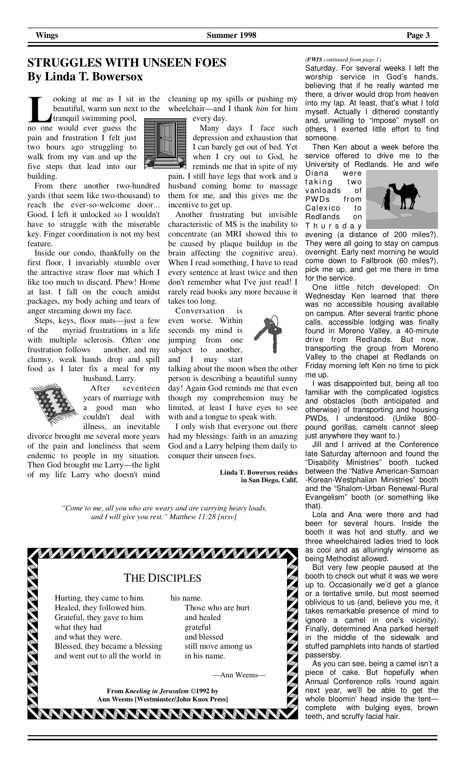# STRUGGLES WITH UNSEEN FOES
## By Linda T. Bowersox

Looking at me as I sit in the beautiful, warm sun next to the tranquil swimming pool, no one would ever guess the pain and frustration I felt just two hours ago struggling to walk from my van and up the five steps that lead into our building.

From there another two-hundred yards (that seem like two-thousand) to reach the ever-so-welcome door... Good, I left it unlocked so I wouldn't have to struggle with the miserable key. Finger coordination is not my best feature.

Inside our condo, thankfully on the first floor, I invariably stumble over the attractive straw floor mat which I like too much to discard. Phew! Home at last. I fall on the couch amidst packages, my body aching and tears of anger streaming down my face.

Steps, keys, floor mats—just a few of the myriad frustrations in a life with multiple sclerosis. Often one frustration follows another, and my clumsy, weak hands drop and spill food as I later fix a meal for my husband, Larry.

After seventeen years of marriage with a good man who couldn't deal with illness, an inevitable divorce brought me several more years of the pain and loneliness that seem endemic to people in my situation. Then God brought me Larry—the light of my life Larry who doesn't mind cleaning up my spills or pushing my wheelchair—and I thank *him* for him every day.

Many days I face such depression and exhaustion that I can barely get out of bed. Yet when I cry out to God, he reminds me that in spite of my pain, I still have legs that work and a husband coming home to massage them for me, and this gives me the incentive to get up.

Another frustrating but invisible characteristic of MS is the inability to concentrate (an MRI showed this to be caused by plaque buildup in the brain affecting the cognitive area). When I read something, I have to read every sentence at least twice and then don't remember what I've just read! I rarely read books any more because it takes too long.

Conversation is even worse. Within seconds my mind is jumping from one subject to another, and I may start talking about the moon when the other person is describing a beautiful sunny day! Again God reminds me that even though my comprehension may be limited, at least I have eyes to see with and a tongue to speak with.

I only wish that everyone out there had my blessings: faith in an amazing God and a Larry helping them daily to conquer their unseen foes.

**Linda T. Bowersox resides in San Diego, Calif.**

*"Come to me, all you who are weary and are carrying heavy loads, and I will give you rest." Matthew 11:28 [nrsv]*

## THE DISCIPLES

Hurting, they came to him.
Healed, they followed him.
Grateful, they gave to him
what they had
and what they were.
Blessed, they became a blessing
and went out to all the world in
his name.
Those who are hurt
and healed
grateful
and blessed
still move among us
in his name.

—Ann Weems—

**From *Kneeling in Jerusalem* ©1992 by Ann Weems [Westminster/John Knox Press]**

*(FWIS continued from page 1)*

Saturday. For several weeks I left the worship service in God's hands, believing that if he really wanted me there, a driver would drop from heaven into my lap. At least, that's what I told myself. Actually I dithered constantly and, unwilling to "impose" myself on others, I exerted little effort to find someone.

Then Ken about a week before the service offered to drive me to the University of Redlands. He and wife Diana were taking two vanloads of PWDs from Calexico to Redlands on Thursday evening (a distance of 200 miles?). They were all going to stay on campus overnight. Early next morning he would come down to Fallbrook (60 miles?), pick me up, and get me there in time for the service.

One little hitch developed: On Wednesday Ken learned that there was no accessible housing available on campus. After several frantic phone calls, accessible lodging was finally found in Moreno Valley, a 40-minute drive from Redlands. But now, transporting the group from Moreno Valley to the chapel at Redlands on Friday morning left Ken no time to pick me up.

I was disappointed but, being all too familiar with the complicated logistics and obstacles (both anticipated and otherwise) of transporting and housing PWDs, I understood. (Unlike 800-pound gorillas, camels cannot sleep just anywhere they want to.)

Jill and I arrived at the Conference late Saturday afternoon and found the "Disability Ministries" booth tucked between the "Native American-Samoan -Korean-Westphalian Ministries" booth and the "Shalom-Urban Renewal-Rural Evangelism" booth (or something like that).

Lola and Ana were there and had been for several hours. Inside the booth it was hot and stuffy, and we three wheelchaired ladies tried to look as cool and as alluringly winsome as being Methodist allowed.

But very few people paused at the booth to check out what it was we were up to. Occasionally we'd get a glance or a tentative smile, but most seemed oblivious to us (and, believe you me, it takes remarkable presence of mind to ignore a camel in one's vicinity). Finally, determined Ana parked herself in the middle of the sidewalk and stuffed pamphlets into hands of startled passersby.

As you can see, being a camel isn't a piece of cake. But hopefully when Annual Conference rolls 'round again next year, we'll be able to get the whole bloomin' head inside the tent—complete with bulging eyes, brown teeth, and scruffy facial hair.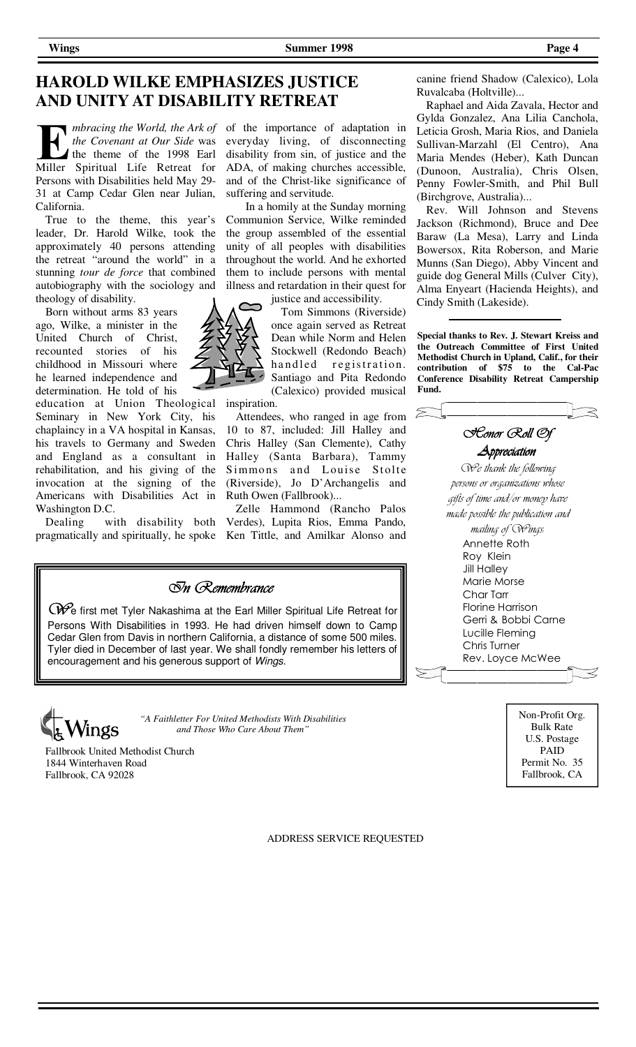## HAROLD WILKE EMPHASIZES JUSTICE AND UNITY AT DISABILITY RETREAT

*Embracing the World, the Ark of the Covenant at Our Side* was the theme of the 1998 Earl Miller Spiritual Life Retreat for Persons with Disabilities held May 29-31 at Camp Cedar Glen near Julian, California.

True to the theme, this year's leader, Dr. Harold Wilke, took the approximately 40 persons attending the retreat "around the world" in a stunning *tour de force* that combined autobiography with the sociology and theology of disability.

Born without arms 83 years ago, Wilke, a minister in the United Church of Christ, recounted stories of his childhood in Missouri where he learned independence and determination. He told of his education at Union Theological Seminary in New York City, his chaplaincy in a VA hospital in Kansas, his travels to Germany and Sweden and England as a consultant in rehabilitation, and his giving of the invocation at the signing of the Americans with Disabilities Act in Washington D.C.

Dealing with disability both pragmatically and spiritually, he spoke of the importance of adaptation in everyday living, of disconnecting disability from sin, of justice and the ADA, of making churches accessible, and of the Christ-like significance of suffering and servitude.

In a homily at the Sunday morning Communion Service, Wilke reminded the group assembled of the essential unity of all peoples with disabilities throughout the world. And he exhorted them to include persons with mental illness and retardation in their quest for justice and accessibility.

Tom Simmons (Riverside) once again served as Retreat Dean while Norm and Helen Stockwell (Redondo Beach) handled registration. Santiago and Pita Redondo (Calexico) provided musical inspiration.

Attendees, who ranged in age from 10 to 87, included: Jill Halley and Chris Halley (San Clemente), Cathy Halley (Santa Barbara), Tammy Simmons and Louise Stolte (Riverside), Jo D'Archangelis and Ruth Owen (Fallbrook)...

Zelle Hammond (Rancho Palos Verdes), Lupita Rios, Emma Pando, Ken Tittle, and Amilkar Alonso and canine friend Shadow (Calexico), Lola Ruvalcaba (Holtville)...

Raphael and Aida Zavala, Hector and Gylda Gonzalez, Ana Lilia Canchola, Leticia Grosh, Maria Rios, and Daniela Sullivan-Marzahl (El Centro), Ana Maria Mendes (Heber), Kath Duncan (Dunoon, Australia), Chris Olsen, Penny Fowler-Smith, and Phil Bull (Birchgrove, Australia)...

Rev. Will Johnson and Stevens Jackson (Richmond), Bruce and Dee Baraw (La Mesa), Larry and Linda Bowersox, Rita Roberson, and Marie Munns (San Diego), Abby Vincent and guide dog General Mills (Culver City), Alma Enyeart (Hacienda Heights), and Cindy Smith (Lakeside).

**Special thanks to Rev. J. Stewart Kreiss and the Outreach Committee of First United Methodist Church in Upland, Calif., for their contribution of $75 to the Cal-Pac Conference Disability Retreat Campership Fund.**

### *Honor Roll Of Appreciation*

*We thank the following persons or organizations whose gifts of time and/or money have made possible the publication and mailing of Wings.*

Annette Roth
Roy Klein
Jill Halley
Marie Morse
Char Tarr
Florine Harrison
Gerri & Bobbi Carne
Lucille Fleming
Chris Turner
Rev. Loyce McWee

### *In Remembrance*

We first met Tyler Nakashima at the Earl Miller Spiritual Life Retreat for Persons With Disabilities in 1993. He had driven himself down to Camp Cedar Glen from Davis in northern California, a distance of some 500 miles. Tyler died in December of last year. We shall fondly remember his letters of encouragement and his generous support of *Wings*.

Wings

*"A Faithletter For United Methodists With Disabilities and Those Who Care About Them"*

Fallbrook United Methodist Church
1844 Winterhaven Road
Fallbrook, CA 92028

Non-Profit Org.
Bulk Rate
U.S. Postage
PAID
Permit No. 35
Fallbrook, CA

ADDRESS SERVICE REQUESTED